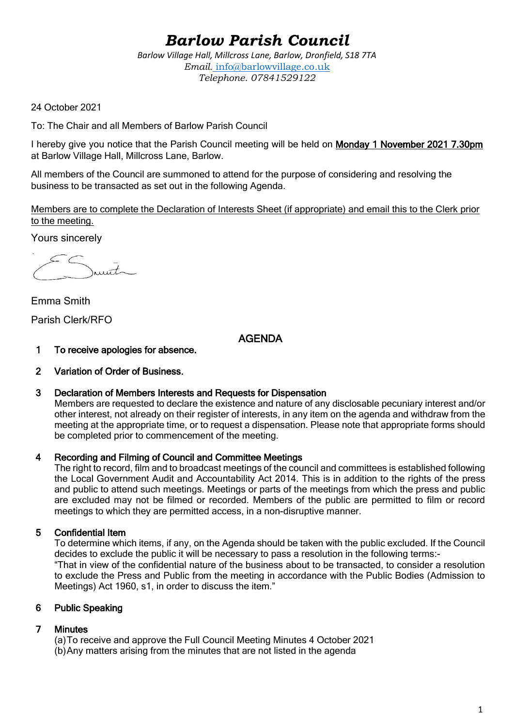# *Barlow Parish Council*

*Barlow Village Hall, Millcross Lane, Barlow, Dronfield, S18 7TA*
*Email.* info@barlowvillage.co.uk
*Telephone. 07841529122*

24 October 2021

To: The Chair and all Members of Barlow Parish Council

I hereby give you notice that the Parish Council meeting will be held on **Monday 1 November 2021 7.30pm** at Barlow Village Hall, Millcross Lane, Barlow.

All members of the Council are summoned to attend for the purpose of considering and resolving the business to be transacted as set out in the following Agenda.

Members are to complete the Declaration of Interests Sheet (if appropriate) and email this to the Clerk prior to the meeting.

Yours sincerely

Emma Smith

Parish Clerk/RFO

## AGENDA

**1 To receive apologies for absence.**

**2 Variation of Order of Business.**

**3 Declaration of Members Interests and Requests for Dispensation**

Members are requested to declare the existence and nature of any disclosable pecuniary interest and/or other interest, not already on their register of interests, in any item on the agenda and withdraw from the meeting at the appropriate time, or to request a dispensation. Please note that appropriate forms should be completed prior to commencement of the meeting.

**4 Recording and Filming of Council and Committee Meetings**

The right to record, film and to broadcast meetings of the council and committees is established following the Local Government Audit and Accountability Act 2014. This is in addition to the rights of the press and public to attend such meetings. Meetings or parts of the meetings from which the press and public are excluded may not be filmed or recorded. Members of the public are permitted to film or record meetings to which they are permitted access, in a non-disruptive manner.

**5 Confidential Item**

To determine which items, if any, on the Agenda should be taken with the public excluded. If the Council decides to exclude the public it will be necessary to pass a resolution in the following terms:-

"That in view of the confidential nature of the business about to be transacted, to consider a resolution to exclude the Press and Public from the meeting in accordance with the Public Bodies (Admission to Meetings) Act 1960, s1, in order to discuss the item."

**6 Public Speaking**

**7 Minutes**

(a) To receive and approve the Full Council Meeting Minutes 4 October 2021
(b) Any matters arising from the minutes that are not listed in the agenda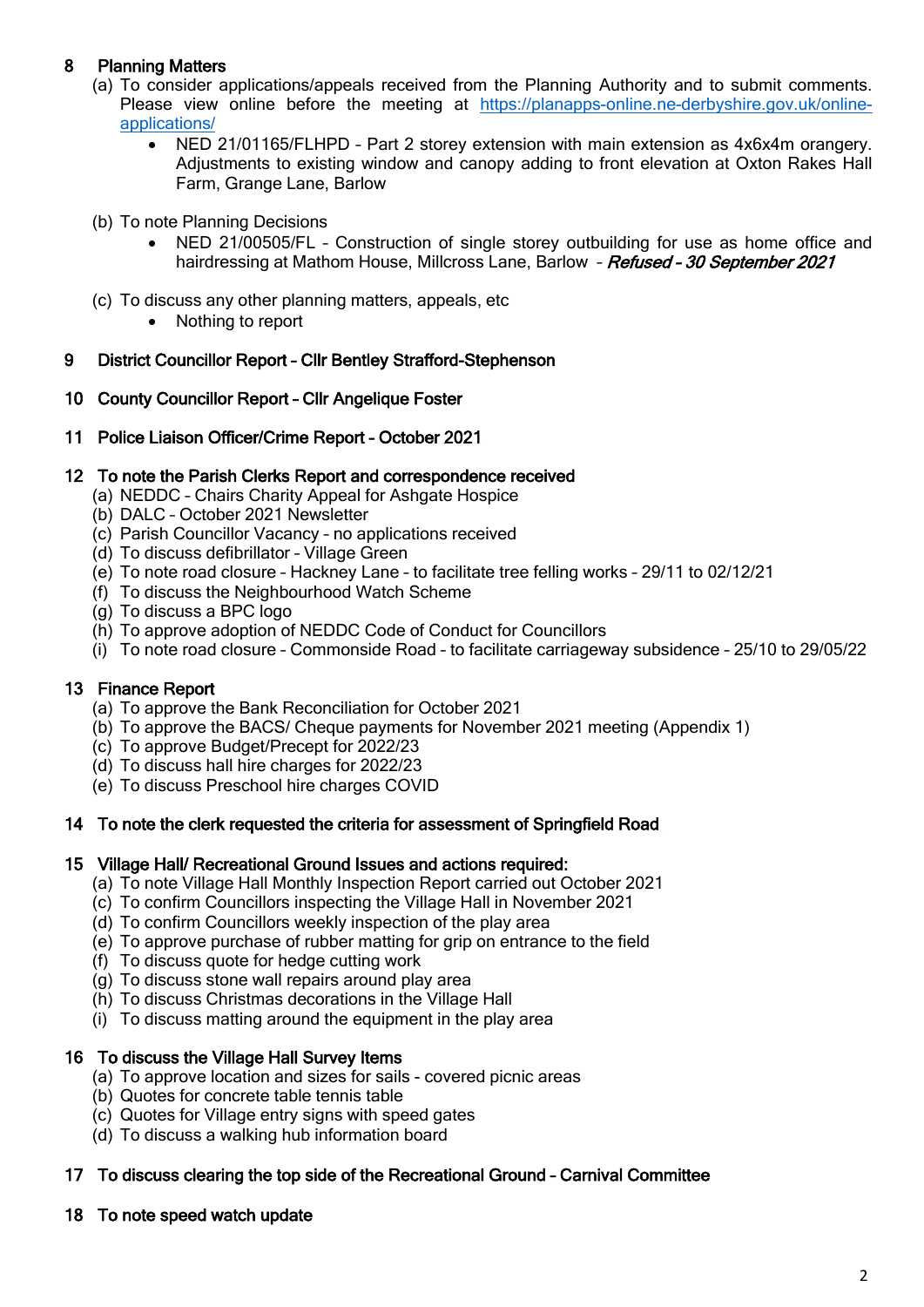## 8 Planning Matters

(a) To consider applications/appeals received from the Planning Authority and to submit comments. Please view online before the meeting at [https://planapps-online.ne-derbyshire.gov.uk/online-applications/](https://planapps-online.ne-derbyshire.gov.uk/online-applications/)

- NED 21/01165/FLHPD – Part 2 storey extension with main extension as 4x6x4m orangery. Adjustments to existing window and canopy adding to front elevation at Oxton Rakes Hall Farm, Grange Lane, Barlow

(b) To note Planning Decisions

- NED 21/00505/FL – Construction of single storey outbuilding for use as home office and hairdressing at Mathom House, Millcross Lane, Barlow – ***Refused – 30 September 2021***

(c) To discuss any other planning matters, appeals, etc

- Nothing to report

## 9 District Councillor Report – Cllr Bentley Strafford-Stephenson

## 10 County Councillor Report – Cllr Angelique Foster

## 11 Police Liaison Officer/Crime Report – October 2021

## 12 To note the Parish Clerks Report and correspondence received

(a) NEDDC – Chairs Charity Appeal for Ashgate Hospice
(b) DALC – October 2021 Newsletter
(c) Parish Councillor Vacancy – no applications received
(d) To discuss defibrillator – Village Green
(e) To note road closure – Hackney Lane – to facilitate tree felling works – 29/11 to 02/12/21
(f) To discuss the Neighbourhood Watch Scheme
(g) To discuss a BPC logo
(h) To approve adoption of NEDDC Code of Conduct for Councillors
(i) To note road closure – Commonside Road – to facilitate carriageway subsidence – 25/10 to 29/05/22

## 13 Finance Report

(a) To approve the Bank Reconciliation for October 2021
(b) To approve the BACS/ Cheque payments for November 2021 meeting (Appendix 1)
(c) To approve Budget/Precept for 2022/23
(d) To discuss hall hire charges for 2022/23
(e) To discuss Preschool hire charges COVID

## 14 To note the clerk requested the criteria for assessment of Springfield Road

## 15 Village Hall/ Recreational Ground Issues and actions required:

(a) To note Village Hall Monthly Inspection Report carried out October 2021
(c) To confirm Councillors inspecting the Village Hall in November 2021
(d) To confirm Councillors weekly inspection of the play area
(e) To approve purchase of rubber matting for grip on entrance to the field
(f) To discuss quote for hedge cutting work
(g) To discuss stone wall repairs around play area
(h) To discuss Christmas decorations in the Village Hall
(i) To discuss matting around the equipment in the play area

## 16 To discuss the Village Hall Survey Items

(a) To approve location and sizes for sails - covered picnic areas
(b) Quotes for concrete table tennis table
(c) Quotes for Village entry signs with speed gates
(d) To discuss a walking hub information board

## 17 To discuss clearing the top side of the Recreational Ground – Carnival Committee

## 18 To note speed watch update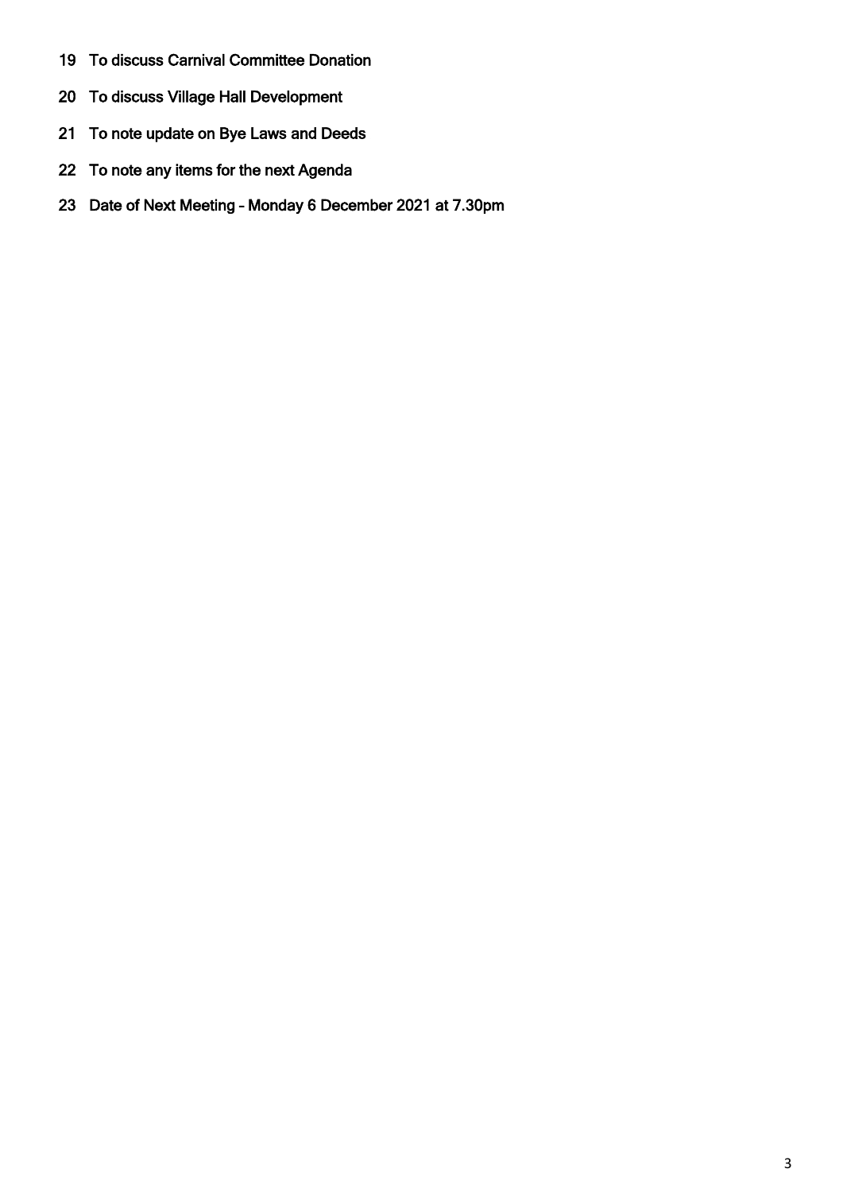19 To discuss Carnival Committee Donation

20 To discuss Village Hall Development

21 To note update on Bye Laws and Deeds

22 To note any items for the next Agenda

23 Date of Next Meeting – Monday 6 December 2021 at 7.30pm